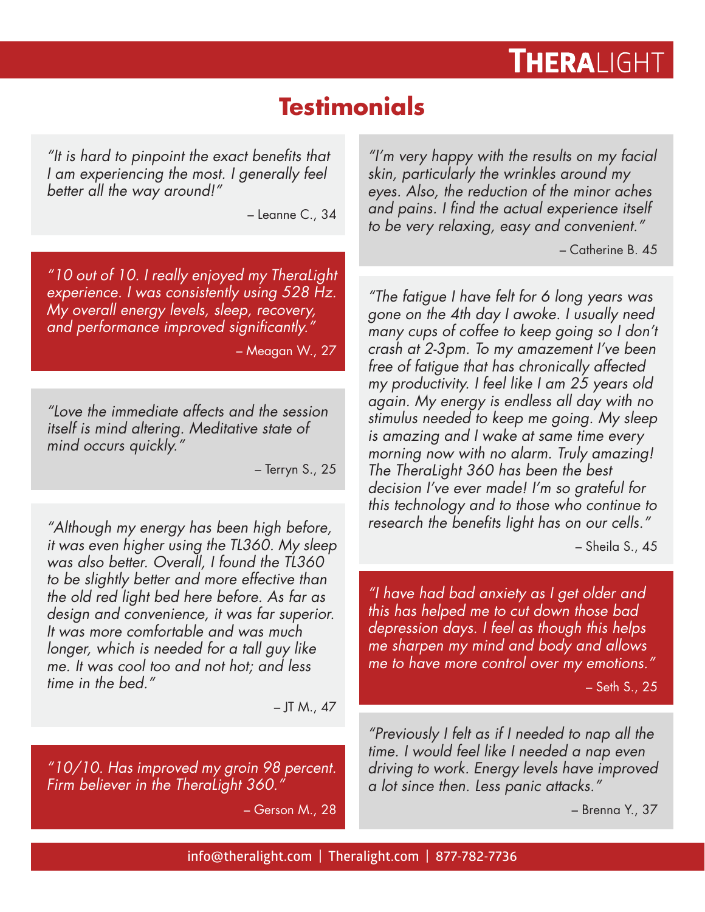# THERALIGHT

## Testimonials

*"It is hard to pinpoint the exact benefits that I am experiencing the most. I generally feel better all the way around!"*

– Leanne C., 34

*"10 out of 10. I really enjoyed my TheraLight experience. I was consistently using 528 Hz. My overall energy levels, sleep, recovery, and performance improved significantly."*

– Meagan W., 27

*"Love the immediate affects and the session itself is mind altering. Meditative state of mind occurs quickly."*

– Terryn S., 25

*"Although my energy has been high before, it was even higher using the TL360. My sleep was also better. Overall, I found the TL360 to be slightly better and more effective than the old red light bed here before. As far as design and convenience, it was far superior. It was more comfortable and was much longer, which is needed for a tall guy like me. It was cool too and not hot; and less time in the bed."*

– JT M., 47

*"10/10. Has improved my groin 98 percent. Firm believer in the TheraLight 360."*

– Gerson M., 28

*"I'm very happy with the results on my facial skin, particularly the wrinkles around my eyes. Also, the reduction of the minor aches and pains. I find the actual experience itself to be very relaxing, easy and convenient."*

– Catherine B. 45

*"The fatigue I have felt for 6 long years was gone on the 4th day I awoke. I usually need many cups of coffee to keep going so I don't crash at 2-3pm. To my amazement I've been free of fatigue that has chronically affected my productivity. I feel like I am 25 years old again. My energy is endless all day with no stimulus needed to keep me going. My sleep is amazing and I wake at same time every morning now with no alarm. Truly amazing! The TheraLight 360 has been the best decision I've ever made! I'm so grateful for this technology and to those who continue to research the benefits light has on our cells."*

– Sheila S., 45

*"I have had bad anxiety as I get older and this has helped me to cut down those bad depression days. I feel as though this helps me sharpen my mind and body and allows me to have more control over my emotions."*

– Seth S., 25

*"Previously I felt as if I needed to nap all the time. I would feel like I needed a nap even driving to work. Energy levels have improved a lot since then. Less panic attacks."*

– Brenna Y., 37

info@theralight.com | Theralight.com | 877-782-7736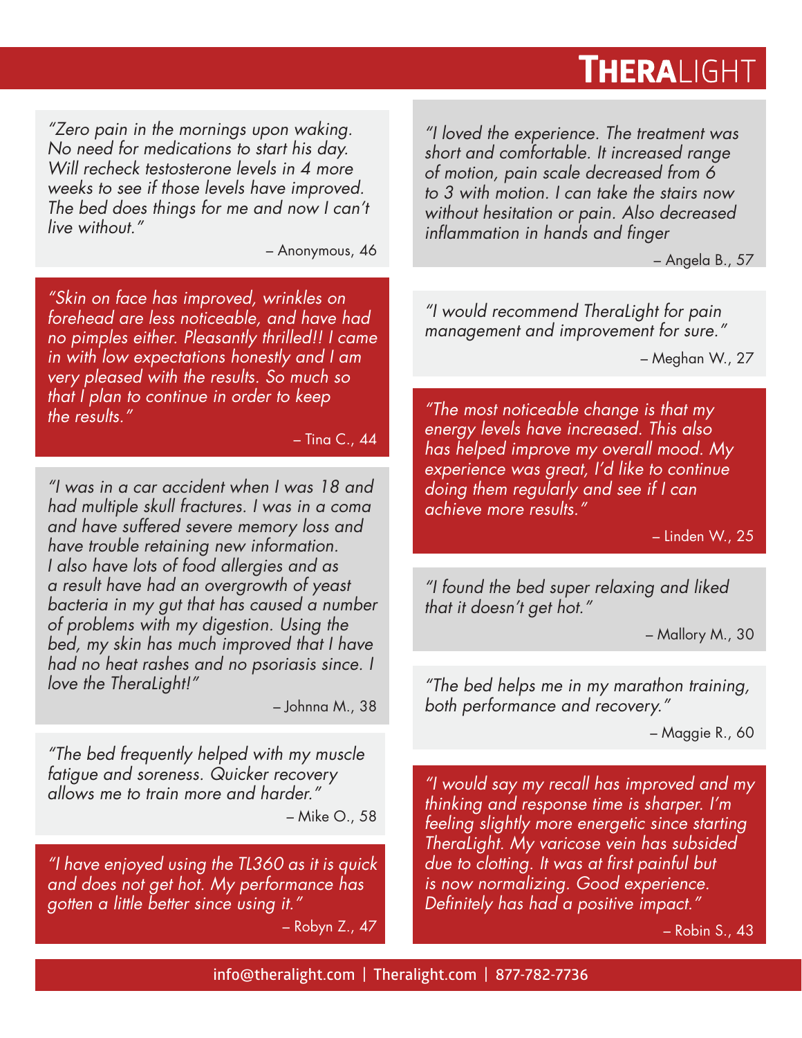# **THERA**LIGHT

*"Zero pain in the mornings upon waking. No need for medications to start his day. Will recheck testosterone levels in 4 more weeks to see if those levels have improved. The bed does things for me and now I can't live without."*

– Anonymous, 46

*"Skin on face has improved, wrinkles on forehead are less noticeable, and have had no pimples either. Pleasantly thrilled!! I came in with low expectations honestly and I am very pleased with the results. So much so that I plan to continue in order to keep the results."*

– Tina C., 44

*"I was in a car accident when I was 18 and had multiple skull fractures. I was in a coma and have suffered severe memory loss and have trouble retaining new information. I also have lots of food allergies and as a result have had an overgrowth of yeast bacteria in my gut that has caused a number of problems with my digestion. Using the bed, my skin has much improved that I have had no heat rashes and no psoriasis since. I love the TheraLight!"*

– Johnna M., 38

*"The bed frequently helped with my muscle fatigue and soreness. Quicker recovery allows me to train more and harder."*

– Mike O., 58

*"I have enjoyed using the TL360 as it is quick and does not get hot. My performance has gotten a little better since using it."*

– Robyn Z., 47

*"I loved the experience. The treatment was short and comfortable. It increased range of motion, pain scale decreased from 6 to 3 with motion. I can take the stairs now without hesitation or pain. Also decreased inflammation in hands and finger*

– Angela B., 57

*"I would recommend TheraLight for pain management and improvement for sure."*

– Meghan W., 27

*"The most noticeable change is that my energy levels have increased. This also has helped improve my overall mood. My experience was great, I'd like to continue doing them regularly and see if I can achieve more results."*

– Linden W., 25

*"I found the bed super relaxing and liked that it doesn't get hot."*

– Mallory M., 30

*"The bed helps me in my marathon training, both performance and recovery."*

– Maggie R., 60

*"I would say my recall has improved and my thinking and response time is sharper. I'm feeling slightly more energetic since starting TheraLight. My varicose vein has subsided due to clotting. It was at first painful but is now normalizing. Good experience. Definitely has had a positive impact."*

– Robin S., 43

info@theralight.com | Theralight.com | 877-782-7736